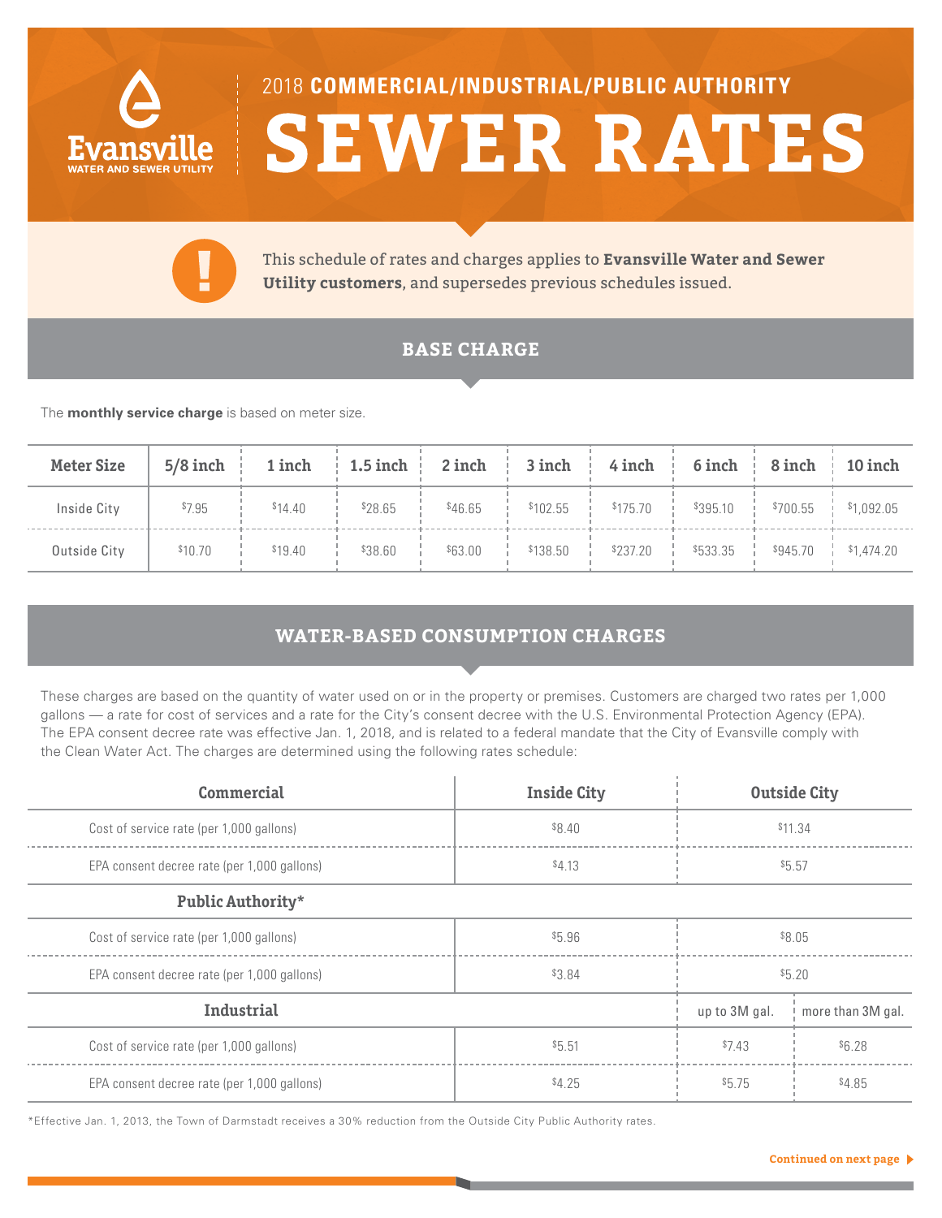Evansville WATER AND SEWER UTILITY

# 2018 COMMERCIAL/INDUSTRIAL/PUBLIC AUTHORITY SEWER RATES

This schedule of rates and charges applies to **Evansville Water and Sewer Utility customers**, and supersedes previous schedules issued.

## BASE CHARGE

The **monthly service charge** is based on meter size.

| Meter Size | 5/8 inch | 1 inch | 1.5 inch | 2 inch | 3 inch | 4 inch | 6 inch | 8 inch | 10 inch |
|---|---|---|---|---|---|---|---|---|---|
| Inside City | $7.95 | $14.40 | $28.65 | $46.65 | $102.55 | $175.70 | $395.10 | $700.55 | $1,092.05 |
| Outside City | $10.70 | $19.40 | $38.60 | $63.00 | $138.50 | $237.20 | $533.35 | $945.70 | $1,474.20 |

## WATER-BASED CONSUMPTION CHARGES

These charges are based on the quantity of water used on or in the property or premises. Customers are charged two rates per 1,000 gallons — a rate for cost of services and a rate for the City's consent decree with the U.S. Environmental Protection Agency (EPA). The EPA consent decree rate was effective Jan. 1, 2018, and is related to a federal mandate that the City of Evansville comply with the Clean Water Act. The charges are determined using the following rates schedule:

| Commercial | Inside City | Outside City | |
|---|---|---|---|
| Cost of service rate (per 1,000 gallons) | $8.40 | $11.34 | |
| EPA consent decree rate (per 1,000 gallons) | $4.13 | $5.57 | |
| **Public Authority*** | | | |
| Cost of service rate (per 1,000 gallons) | $5.96 | $8.05 | |
| EPA consent decree rate (per 1,000 gallons) | $3.84 | $5.20 | |
| **Industrial** | | up to 3M gal. | more than 3M gal. |
| Cost of service rate (per 1,000 gallons) | $5.51 | $7.43 | $6.28 |
| EPA consent decree rate (per 1,000 gallons) | $4.25 | $5.75 | $4.85 |

*Effective Jan. 1, 2013, the Town of Darmstadt receives a 30% reduction from the Outside City Public Authority rates.

Continued on next page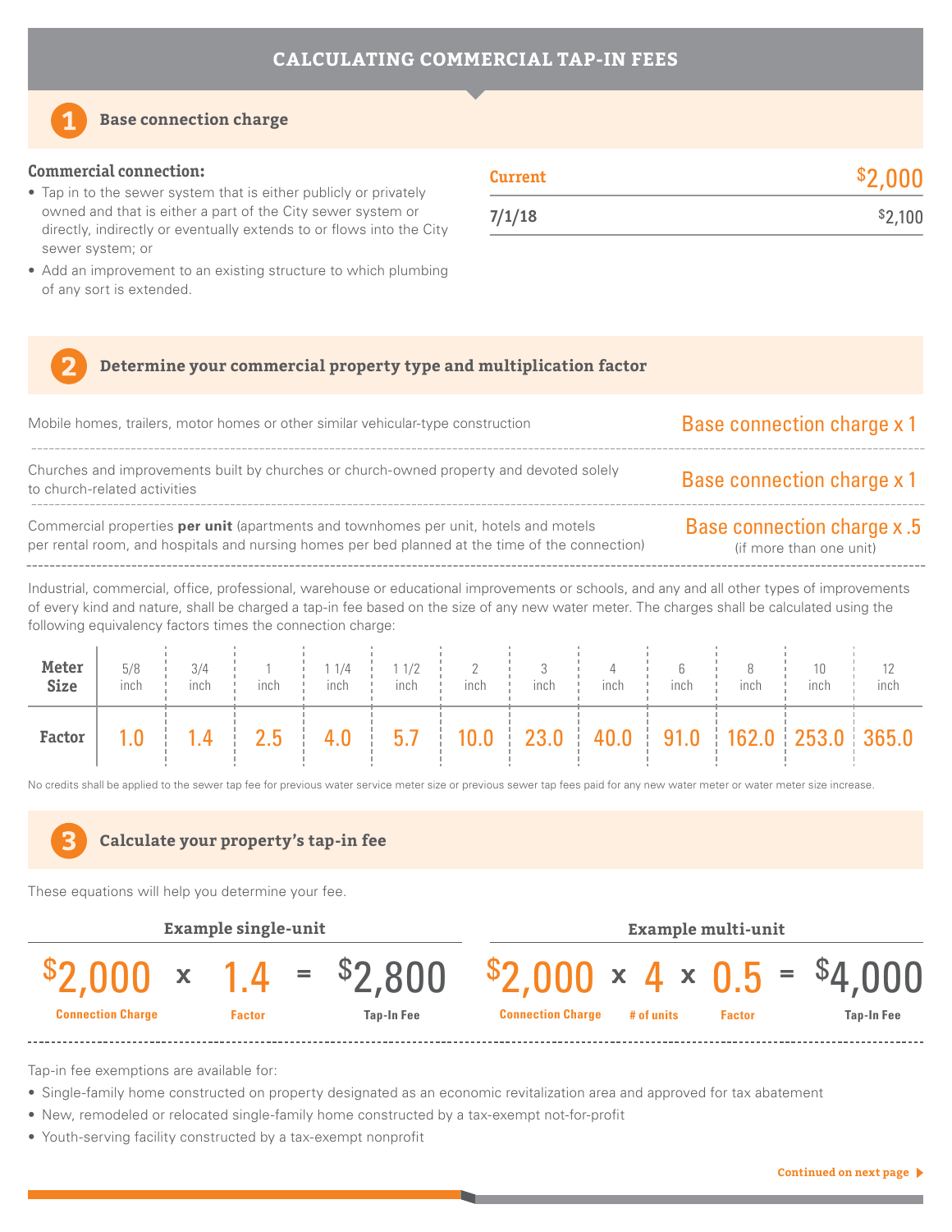# CALCULATING COMMERCIAL TAP-IN FEES

## 1 Base connection charge

**Commercial connection:**

- Tap in to the sewer system that is either publicly or privately owned and that is either a part of the City sewer system or directly, indirectly or eventually extends to or flows into the City sewer system; or
- Add an improvement to an existing structure to which plumbing of any sort is extended.

| | |
|---|---|
| **Current** | $2,000 |
| **7/1/18** | $2,100 |

## 2 Determine your commercial property type and multiplication factor

| Property type | Factor |
|---|---|
| Mobile homes, trailers, motor homes or other similar vehicular-type construction | Base connection charge x 1 |
| Churches and improvements built by churches or church-owned property and devoted solely to church-related activities | Base connection charge x 1 |
| Commercial properties **per unit** (apartments and townhomes per unit, hotels and motels per rental room, and hospitals and nursing homes per bed planned at the time of the connection) | Base connection charge x .5 (if more than one unit) |

Industrial, commercial, office, professional, warehouse or educational improvements or schools, and any and all other types of improvements of every kind and nature, shall be charged a tap-in fee based on the size of any new water meter. The charges shall be calculated using the following equivalency factors times the connection charge:

| Meter Size | 5/8 inch | 3/4 inch | 1 inch | 1 1/4 inch | 1 1/2 inch | 2 inch | 3 inch | 4 inch | 6 inch | 8 inch | 10 inch | 12 inch |
|---|---|---|---|---|---|---|---|---|---|---|---|---|
| **Factor** | 1.0 | 1.4 | 2.5 | 4.0 | 5.7 | 10.0 | 23.0 | 40.0 | 91.0 | 162.0 | 253.0 | 365.0 |

No credits shall be applied to the sewer tap fee for previous water service meter size or previous sewer tap fees paid for any new water meter or water meter size increase.

## 3 Calculate your property's tap-in fee

These equations will help you determine your fee.

**Example single-unit**

$2,000 (Connection Charge) x 1.4 (Factor) = $2,800 (Tap-In Fee)

**Example multi-unit**

$2,000 (Connection Charge) x 4 (# of units) x 0.5 (Factor) = $4,000 (Tap-In Fee)

Tap-in fee exemptions are available for:

- Single-family home constructed on property designated as an economic revitalization area and approved for tax abatement
- New, remodeled or relocated single-family home constructed by a tax-exempt not-for-profit
- Youth-serving facility constructed by a tax-exempt nonprofit

Continued on next page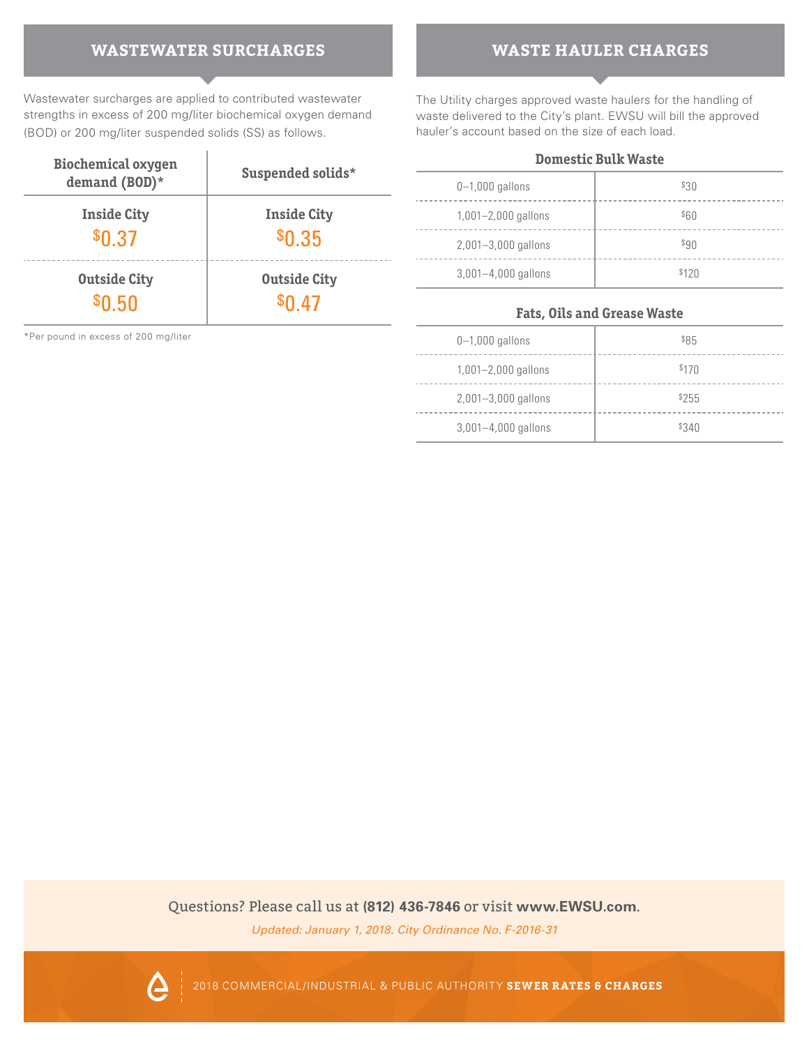## WASTEWATER SURCHARGES

Wastewater surcharges are applied to contributed wastewater strengths in excess of 200 mg/liter biochemical oxygen demand (BOD) or 200 mg/liter suspended solids (SS) as follows.

| Biochemical oxygen demand (BOD)* | Suspended solids* |
|---|---|
| Inside City $0.37 | Inside City $0.35 |
| Outside City $0.50 | Outside City $0.47 |

*Per pound in excess of 200 mg/liter

## WASTE HAULER CHARGES

The Utility charges approved waste haulers for the handling of waste delivered to the City's plant. EWSU will bill the approved hauler's account based on the size of each load.

**Domestic Bulk Waste**

| | |
|---|---|
| 0–1,000 gallons | $30 |
| 1,001–2,000 gallons | $60 |
| 2,001–3,000 gallons | $90 |
| 3,001–4,000 gallons | $120 |

**Fats, Oils and Grease Waste**

| | |
|---|---|
| 0–1,000 gallons | $85 |
| 1,001–2,000 gallons | $170 |
| 2,001–3,000 gallons | $255 |
| 3,001–4,000 gallons | $340 |

Questions? Please call us at **(812) 436-7846** or visit **www.EWSU.com**.

*Updated: January 1, 2018. City Ordinance No. F-2016-31*